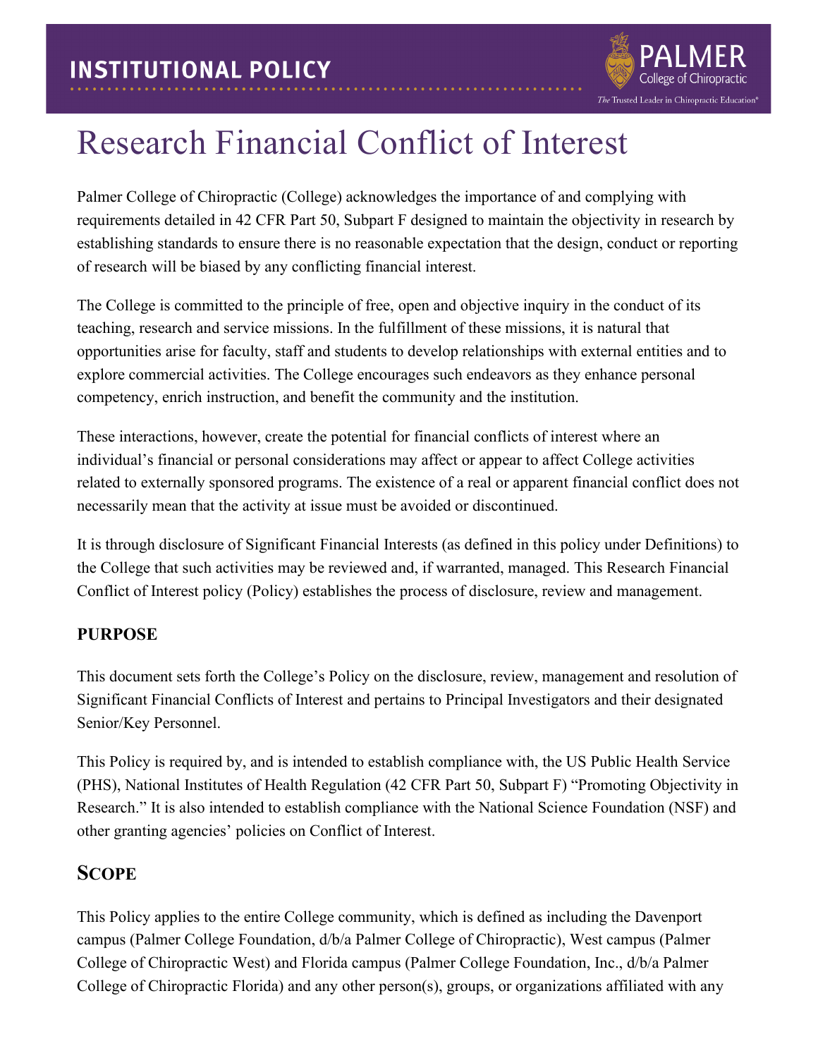INSTITUTIONAL POLICY

# Research Financial Conflict of Interest

Palmer College of Chiropractic (College) acknowledges the importance of and complying with requirements detailed in 42 CFR Part 50, Subpart F designed to maintain the objectivity in research by establishing standards to ensure there is no reasonable expectation that the design, conduct or reporting of research will be biased by any conflicting financial interest.

The College is committed to the principle of free, open and objective inquiry in the conduct of its teaching, research and service missions. In the fulfillment of these missions, it is natural that opportunities arise for faculty, staff and students to develop relationships with external entities and to explore commercial activities. The College encourages such endeavors as they enhance personal competency, enrich instruction, and benefit the community and the institution.

These interactions, however, create the potential for financial conflicts of interest where an individual's financial or personal considerations may affect or appear to affect College activities related to externally sponsored programs. The existence of a real or apparent financial conflict does not necessarily mean that the activity at issue must be avoided or discontinued.

It is through disclosure of Significant Financial Interests (as defined in this policy under Definitions) to the College that such activities may be reviewed and, if warranted, managed. This Research Financial Conflict of Interest policy (Policy) establishes the process of disclosure, review and management.

## PURPOSE

This document sets forth the College's Policy on the disclosure, review, management and resolution of Significant Financial Conflicts of Interest and pertains to Principal Investigators and their designated Senior/Key Personnel.

This Policy is required by, and is intended to establish compliance with, the US Public Health Service (PHS), National Institutes of Health Regulation (42 CFR Part 50, Subpart F) "Promoting Objectivity in Research." It is also intended to establish compliance with the National Science Foundation (NSF) and other granting agencies' policies on Conflict of Interest.

## SCOPE

This Policy applies to the entire College community, which is defined as including the Davenport campus (Palmer College Foundation, d/b/a Palmer College of Chiropractic), West campus (Palmer College of Chiropractic West) and Florida campus (Palmer College Foundation, Inc., d/b/a Palmer College of Chiropractic Florida) and any other person(s), groups, or organizations affiliated with any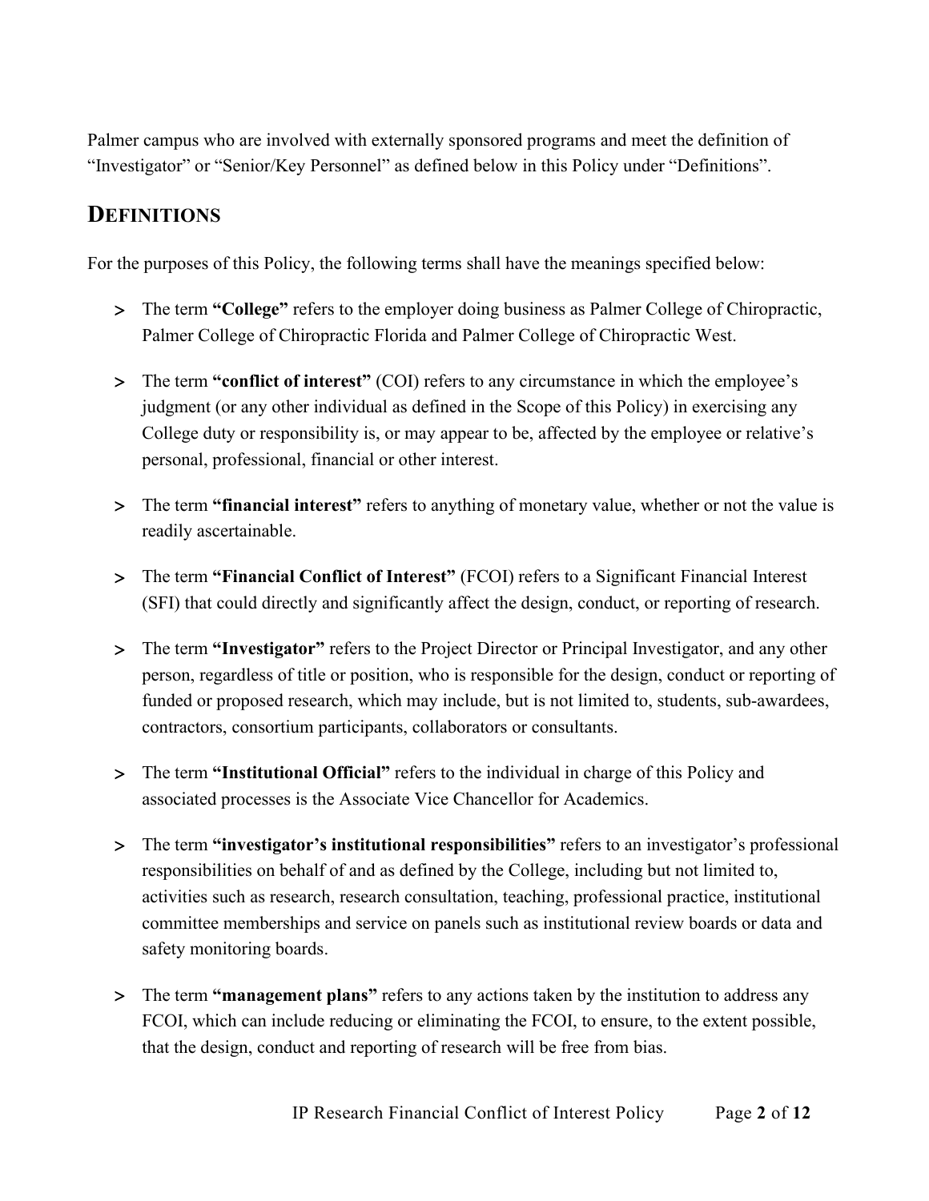Palmer campus who are involved with externally sponsored programs and meet the definition of "Investigator" or "Senior/Key Personnel" as defined below in this Policy under "Definitions".

## DEFINITIONS

For the purposes of this Policy, the following terms shall have the meanings specified below:

- The term **"College"** refers to the employer doing business as Palmer College of Chiropractic, Palmer College of Chiropractic Florida and Palmer College of Chiropractic West.
- The term **"conflict of interest"** (COI) refers to any circumstance in which the employee's judgment (or any other individual as defined in the Scope of this Policy) in exercising any College duty or responsibility is, or may appear to be, affected by the employee or relative's personal, professional, financial or other interest.
- The term **"financial interest"** refers to anything of monetary value, whether or not the value is readily ascertainable.
- The term **"Financial Conflict of Interest"** (FCOI) refers to a Significant Financial Interest (SFI) that could directly and significantly affect the design, conduct, or reporting of research.
- The term **"Investigator"** refers to the Project Director or Principal Investigator, and any other person, regardless of title or position, who is responsible for the design, conduct or reporting of funded or proposed research, which may include, but is not limited to, students, sub-awardees, contractors, consortium participants, collaborators or consultants.
- The term **"Institutional Official"** refers to the individual in charge of this Policy and associated processes is the Associate Vice Chancellor for Academics.
- The term **"investigator's institutional responsibilities"** refers to an investigator's professional responsibilities on behalf of and as defined by the College, including but not limited to, activities such as research, research consultation, teaching, professional practice, institutional committee memberships and service on panels such as institutional review boards or data and safety monitoring boards.
- The term **"management plans"** refers to any actions taken by the institution to address any FCOI, which can include reducing or eliminating the FCOI, to ensure, to the extent possible, that the design, conduct and reporting of research will be free from bias.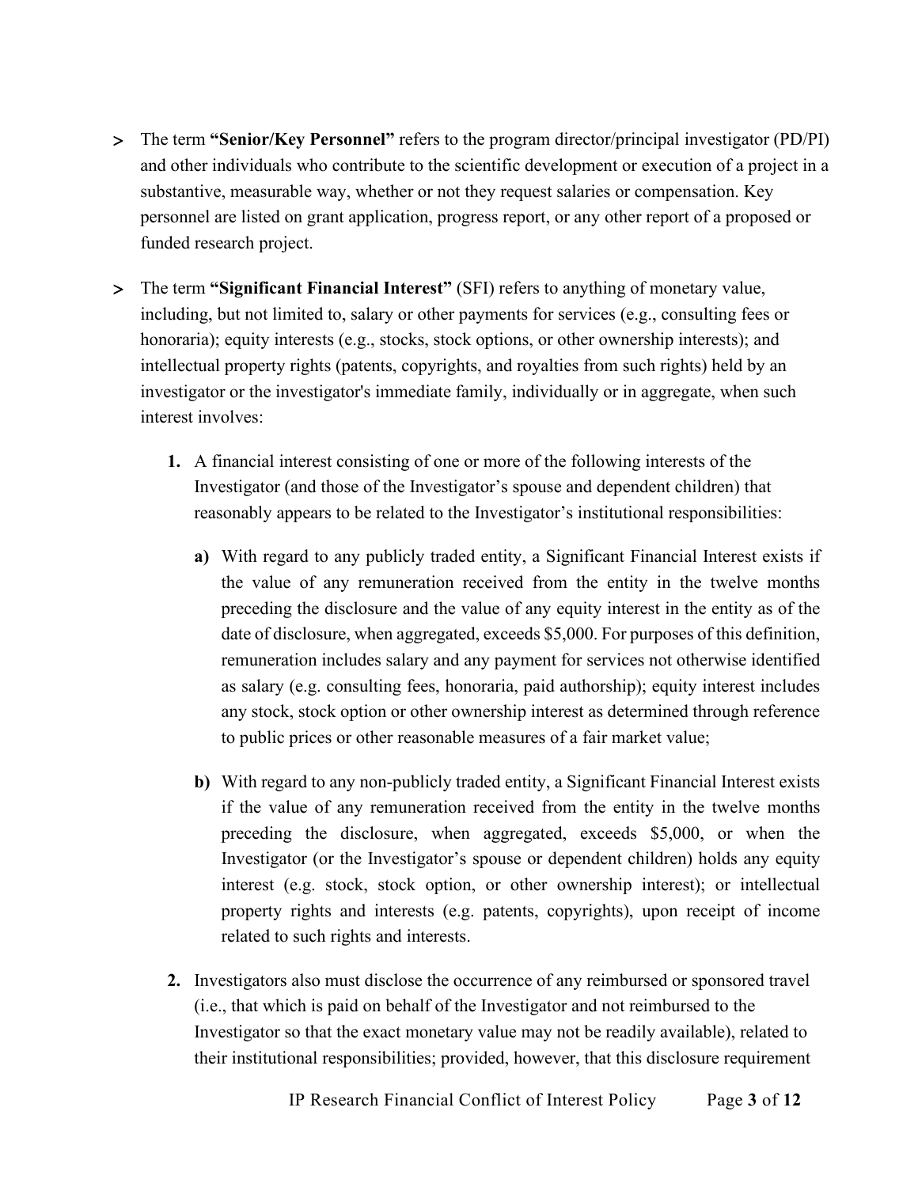- The term **"Senior/Key Personnel"** refers to the program director/principal investigator (PD/PI) and other individuals who contribute to the scientific development or execution of a project in a substantive, measurable way, whether or not they request salaries or compensation. Key personnel are listed on grant application, progress report, or any other report of a proposed or funded research project.

- The term **"Significant Financial Interest"** (SFI) refers to anything of monetary value, including, but not limited to, salary or other payments for services (e.g., consulting fees or honoraria); equity interests (e.g., stocks, stock options, or other ownership interests); and intellectual property rights (patents, copyrights, and royalties from such rights) held by an investigator or the investigator's immediate family, individually or in aggregate, when such interest involves:

  1. A financial interest consisting of one or more of the following interests of the Investigator (and those of the Investigator's spouse and dependent children) that reasonably appears to be related to the Investigator's institutional responsibilities:

     a) With regard to any publicly traded entity, a Significant Financial Interest exists if the value of any remuneration received from the entity in the twelve months preceding the disclosure and the value of any equity interest in the entity as of the date of disclosure, when aggregated, exceeds $5,000. For purposes of this definition, remuneration includes salary and any payment for services not otherwise identified as salary (e.g. consulting fees, honoraria, paid authorship); equity interest includes any stock, stock option or other ownership interest as determined through reference to public prices or other reasonable measures of a fair market value;

     b) With regard to any non-publicly traded entity, a Significant Financial Interest exists if the value of any remuneration received from the entity in the twelve months preceding the disclosure, when aggregated, exceeds $5,000, or when the Investigator (or the Investigator's spouse or dependent children) holds any equity interest (e.g. stock, stock option, or other ownership interest); or intellectual property rights and interests (e.g. patents, copyrights), upon receipt of income related to such rights and interests.

  2. Investigators also must disclose the occurrence of any reimbursed or sponsored travel (i.e., that which is paid on behalf of the Investigator and not reimbursed to the Investigator so that the exact monetary value may not be readily available), related to their institutional responsibilities; provided, however, that this disclosure requirement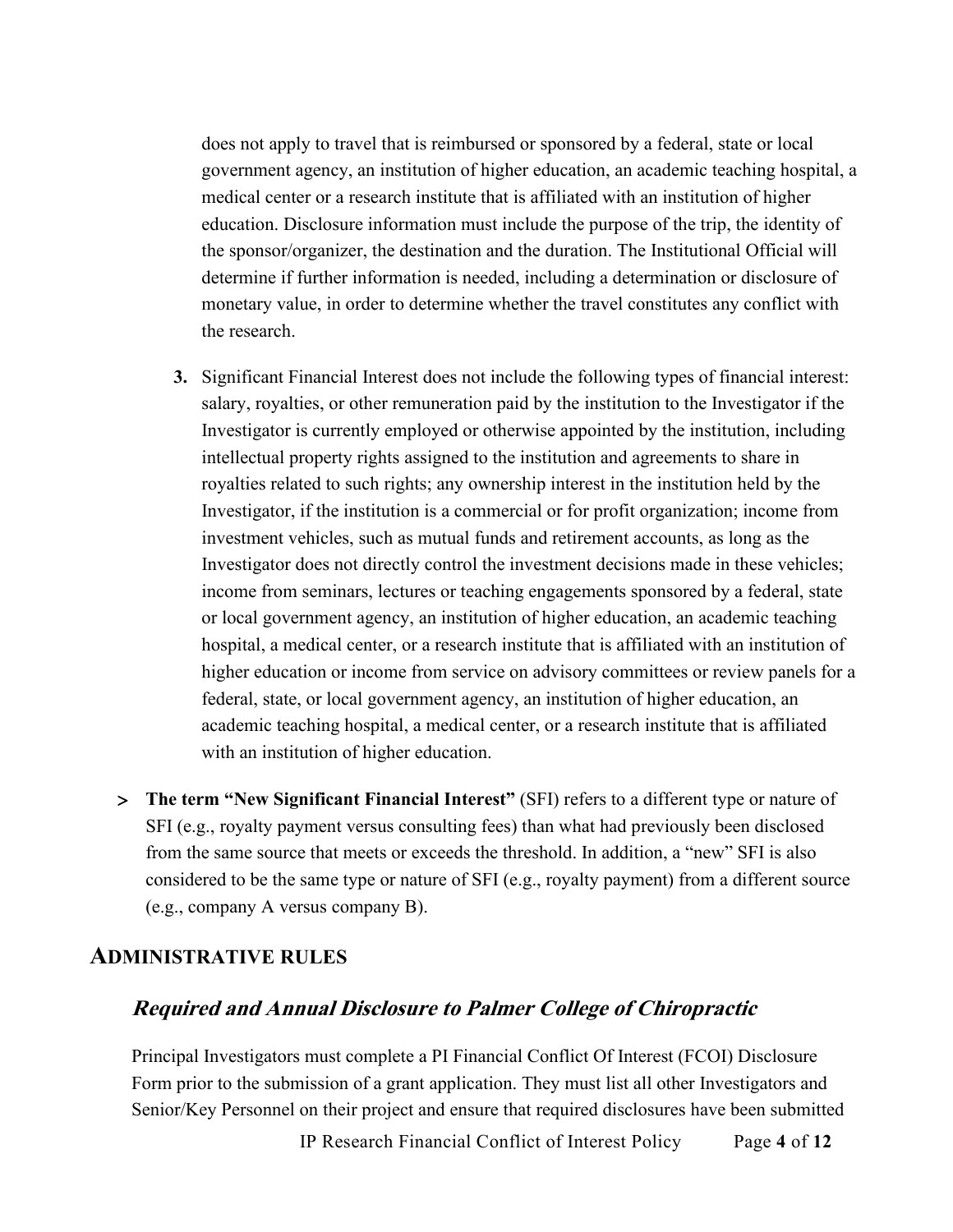does not apply to travel that is reimbursed or sponsored by a federal, state or local government agency, an institution of higher education, an academic teaching hospital, a medical center or a research institute that is affiliated with an institution of higher education. Disclosure information must include the purpose of the trip, the identity of the sponsor/organizer, the destination and the duration. The Institutional Official will determine if further information is needed, including a determination or disclosure of monetary value, in order to determine whether the travel constitutes any conflict with the research.

3. Significant Financial Interest does not include the following types of financial interest: salary, royalties, or other remuneration paid by the institution to the Investigator if the Investigator is currently employed or otherwise appointed by the institution, including intellectual property rights assigned to the institution and agreements to share in royalties related to such rights; any ownership interest in the institution held by the Investigator, if the institution is a commercial or for profit organization; income from investment vehicles, such as mutual funds and retirement accounts, as long as the Investigator does not directly control the investment decisions made in these vehicles; income from seminars, lectures or teaching engagements sponsored by a federal, state or local government agency, an institution of higher education, an academic teaching hospital, a medical center, or a research institute that is affiliated with an institution of higher education or income from service on advisory committees or review panels for a federal, state, or local government agency, an institution of higher education, an academic teaching hospital, a medical center, or a research institute that is affiliated with an institution of higher education.

- **The term "New Significant Financial Interest"** (SFI) refers to a different type or nature of SFI (e.g., royalty payment versus consulting fees) than what had previously been disclosed from the same source that meets or exceeds the threshold. In addition, a "new" SFI is also considered to be the same type or nature of SFI (e.g., royalty payment) from a different source (e.g., company A versus company B).

## ADMINISTRATIVE RULES

### *Required and Annual Disclosure to Palmer College of Chiropractic*

Principal Investigators must complete a PI Financial Conflict Of Interest (FCOI) Disclosure Form prior to the submission of a grant application. They must list all other Investigators and Senior/Key Personnel on their project and ensure that required disclosures have been submitted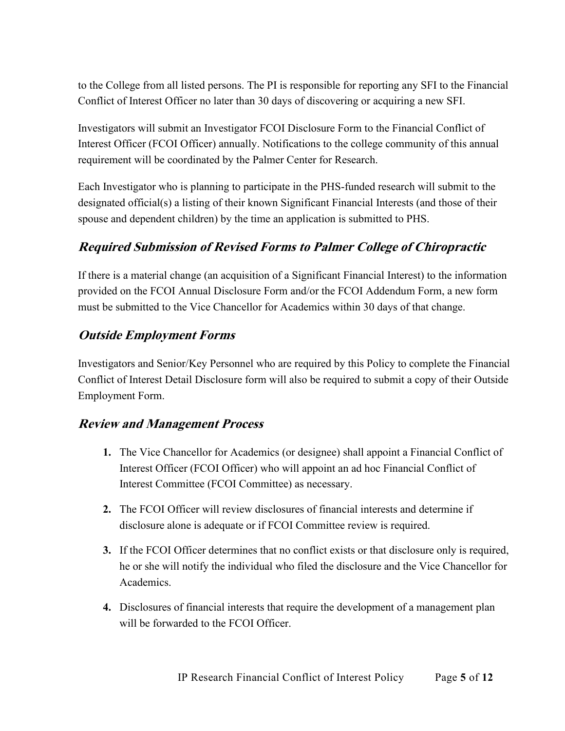to the College from all listed persons. The PI is responsible for reporting any SFI to the Financial Conflict of Interest Officer no later than 30 days of discovering or acquiring a new SFI.

Investigators will submit an Investigator FCOI Disclosure Form to the Financial Conflict of Interest Officer (FCOI Officer) annually. Notifications to the college community of this annual requirement will be coordinated by the Palmer Center for Research.

Each Investigator who is planning to participate in the PHS-funded research will submit to the designated official(s) a listing of their known Significant Financial Interests (and those of their spouse and dependent children) by the time an application is submitted to PHS.

## ***Required Submission of Revised Forms to Palmer College of Chiropractic***

If there is a material change (an acquisition of a Significant Financial Interest) to the information provided on the FCOI Annual Disclosure Form and/or the FCOI Addendum Form, a new form must be submitted to the Vice Chancellor for Academics within 30 days of that change.

## ***Outside Employment Forms***

Investigators and Senior/Key Personnel who are required by this Policy to complete the Financial Conflict of Interest Detail Disclosure form will also be required to submit a copy of their Outside Employment Form.

## ***Review and Management Process***

1. The Vice Chancellor for Academics (or designee) shall appoint a Financial Conflict of Interest Officer (FCOI Officer) who will appoint an ad hoc Financial Conflict of Interest Committee (FCOI Committee) as necessary.
2. The FCOI Officer will review disclosures of financial interests and determine if disclosure alone is adequate or if FCOI Committee review is required.
3. If the FCOI Officer determines that no conflict exists or that disclosure only is required, he or she will notify the individual who filed the disclosure and the Vice Chancellor for Academics.
4. Disclosures of financial interests that require the development of a management plan will be forwarded to the FCOI Officer.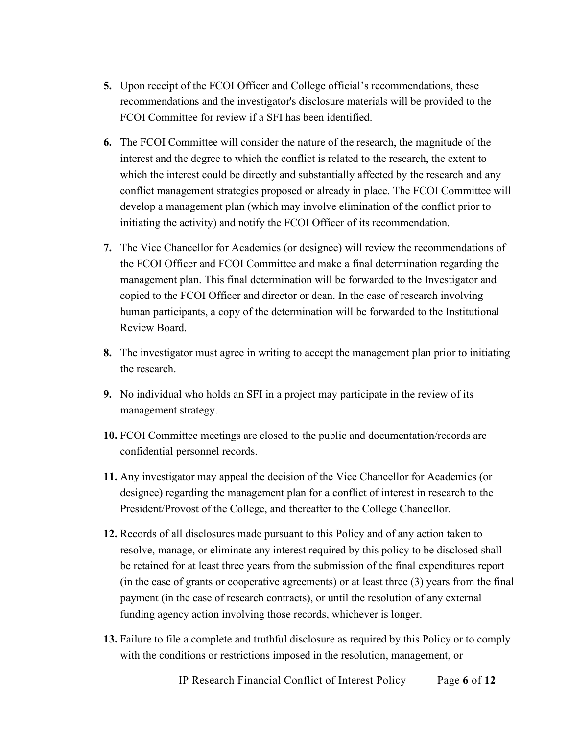5. Upon receipt of the FCOI Officer and College official's recommendations, these recommendations and the investigator's disclosure materials will be provided to the FCOI Committee for review if a SFI has been identified.

6. The FCOI Committee will consider the nature of the research, the magnitude of the interest and the degree to which the conflict is related to the research, the extent to which the interest could be directly and substantially affected by the research and any conflict management strategies proposed or already in place. The FCOI Committee will develop a management plan (which may involve elimination of the conflict prior to initiating the activity) and notify the FCOI Officer of its recommendation.

7. The Vice Chancellor for Academics (or designee) will review the recommendations of the FCOI Officer and FCOI Committee and make a final determination regarding the management plan. This final determination will be forwarded to the Investigator and copied to the FCOI Officer and director or dean. In the case of research involving human participants, a copy of the determination will be forwarded to the Institutional Review Board.

8. The investigator must agree in writing to accept the management plan prior to initiating the research.

9. No individual who holds an SFI in a project may participate in the review of its management strategy.

10. FCOI Committee meetings are closed to the public and documentation/records are confidential personnel records.

11. Any investigator may appeal the decision of the Vice Chancellor for Academics (or designee) regarding the management plan for a conflict of interest in research to the President/Provost of the College, and thereafter to the College Chancellor.

12. Records of all disclosures made pursuant to this Policy and of any action taken to resolve, manage, or eliminate any interest required by this policy to be disclosed shall be retained for at least three years from the submission of the final expenditures report (in the case of grants or cooperative agreements) or at least three (3) years from the final payment (in the case of research contracts), or until the resolution of any external funding agency action involving those records, whichever is longer.

13. Failure to file a complete and truthful disclosure as required by this Policy or to comply with the conditions or restrictions imposed in the resolution, management, or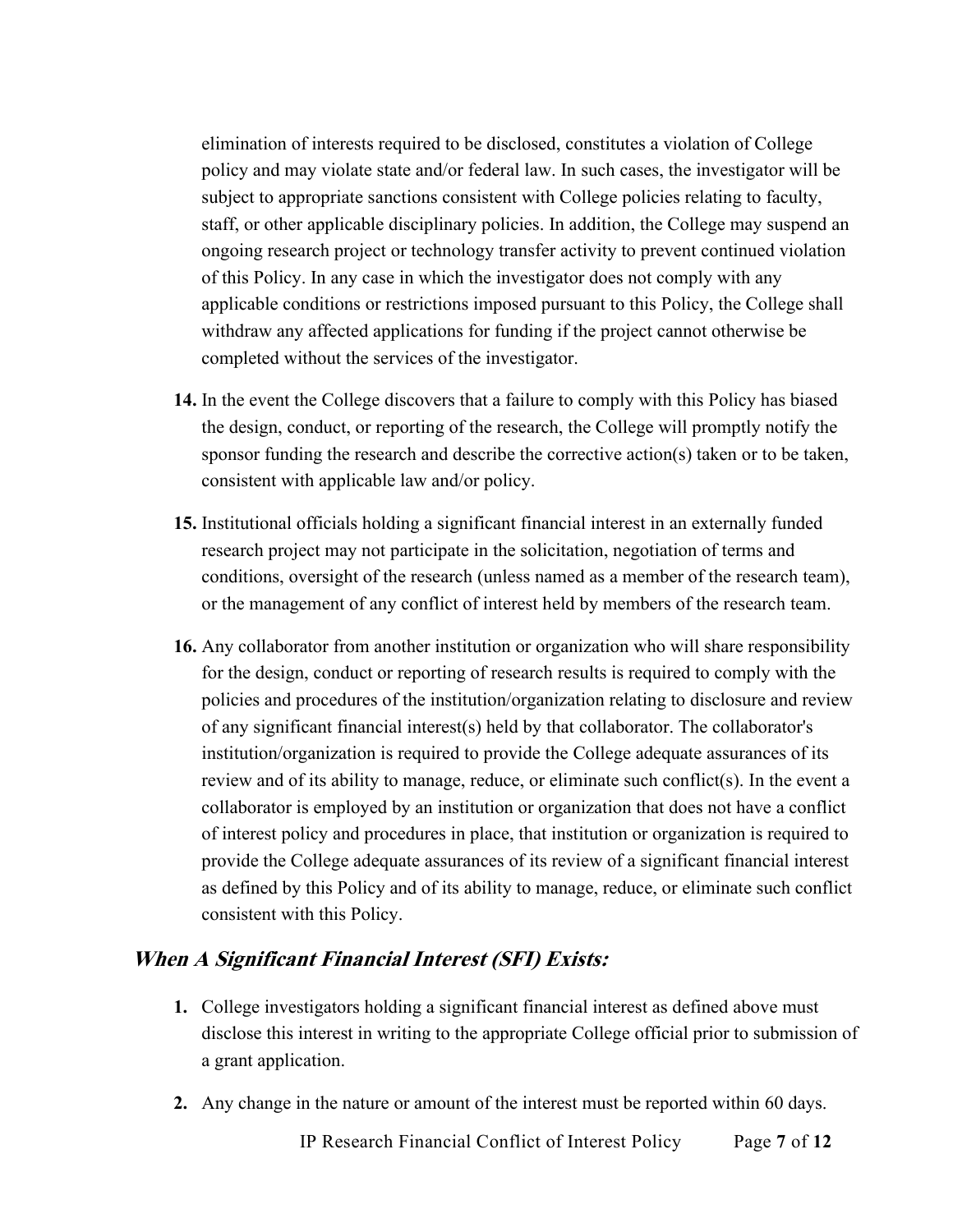elimination of interests required to be disclosed, constitutes a violation of College policy and may violate state and/or federal law. In such cases, the investigator will be subject to appropriate sanctions consistent with College policies relating to faculty, staff, or other applicable disciplinary policies. In addition, the College may suspend an ongoing research project or technology transfer activity to prevent continued violation of this Policy. In any case in which the investigator does not comply with any applicable conditions or restrictions imposed pursuant to this Policy, the College shall withdraw any affected applications for funding if the project cannot otherwise be completed without the services of the investigator.

14. In the event the College discovers that a failure to comply with this Policy has biased the design, conduct, or reporting of the research, the College will promptly notify the sponsor funding the research and describe the corrective action(s) taken or to be taken, consistent with applicable law and/or policy.

15. Institutional officials holding a significant financial interest in an externally funded research project may not participate in the solicitation, negotiation of terms and conditions, oversight of the research (unless named as a member of the research team), or the management of any conflict of interest held by members of the research team.

16. Any collaborator from another institution or organization who will share responsibility for the design, conduct or reporting of research results is required to comply with the policies and procedures of the institution/organization relating to disclosure and review of any significant financial interest(s) held by that collaborator. The collaborator's institution/organization is required to provide the College adequate assurances of its review and of its ability to manage, reduce, or eliminate such conflict(s). In the event a collaborator is employed by an institution or organization that does not have a conflict of interest policy and procedures in place, that institution or organization is required to provide the College adequate assurances of its review of a significant financial interest as defined by this Policy and of its ability to manage, reduce, or eliminate such conflict consistent with this Policy.

## *When A Significant Financial Interest (SFI) Exists:*

1. College investigators holding a significant financial interest as defined above must disclose this interest in writing to the appropriate College official prior to submission of a grant application.

2. Any change in the nature or amount of the interest must be reported within 60 days.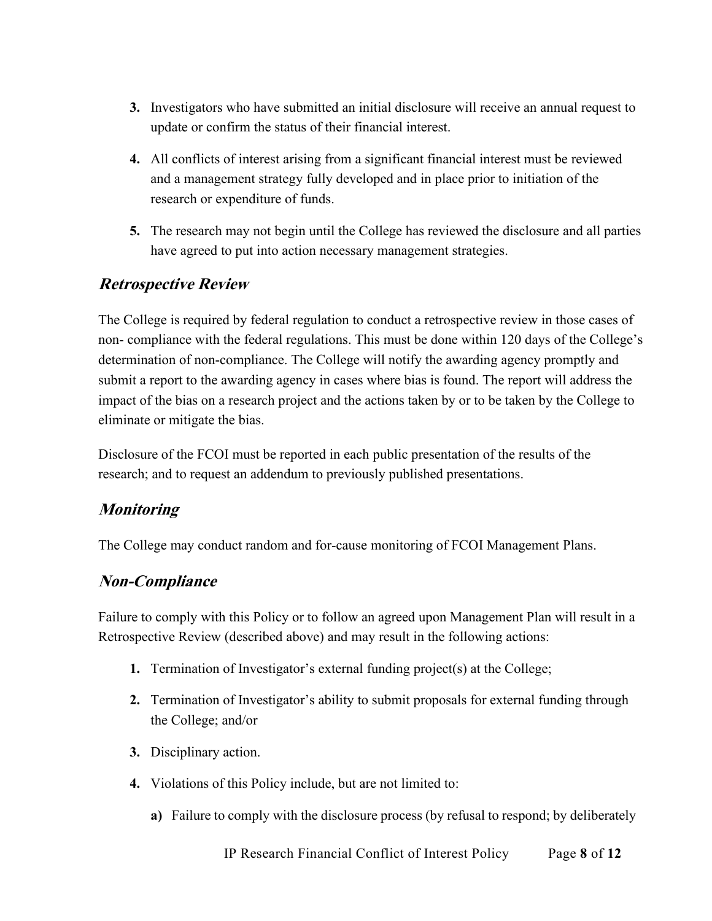3. Investigators who have submitted an initial disclosure will receive an annual request to update or confirm the status of their financial interest.

4. All conflicts of interest arising from a significant financial interest must be reviewed and a management strategy fully developed and in place prior to initiation of the research or expenditure of funds.

5. The research may not begin until the College has reviewed the disclosure and all parties have agreed to put into action necessary management strategies.

## *Retrospective Review*

The College is required by federal regulation to conduct a retrospective review in those cases of non- compliance with the federal regulations. This must be done within 120 days of the College's determination of non-compliance. The College will notify the awarding agency promptly and submit a report to the awarding agency in cases where bias is found. The report will address the impact of the bias on a research project and the actions taken by or to be taken by the College to eliminate or mitigate the bias.

Disclosure of the FCOI must be reported in each public presentation of the results of the research; and to request an addendum to previously published presentations.

## *Monitoring*

The College may conduct random and for-cause monitoring of FCOI Management Plans.

## *Non-Compliance*

Failure to comply with this Policy or to follow an agreed upon Management Plan will result in a Retrospective Review (described above) and may result in the following actions:

1. Termination of Investigator's external funding project(s) at the College;

2. Termination of Investigator's ability to submit proposals for external funding through the College; and/or

3. Disciplinary action.

4. Violations of this Policy include, but are not limited to:

   a) Failure to comply with the disclosure process (by refusal to respond; by deliberately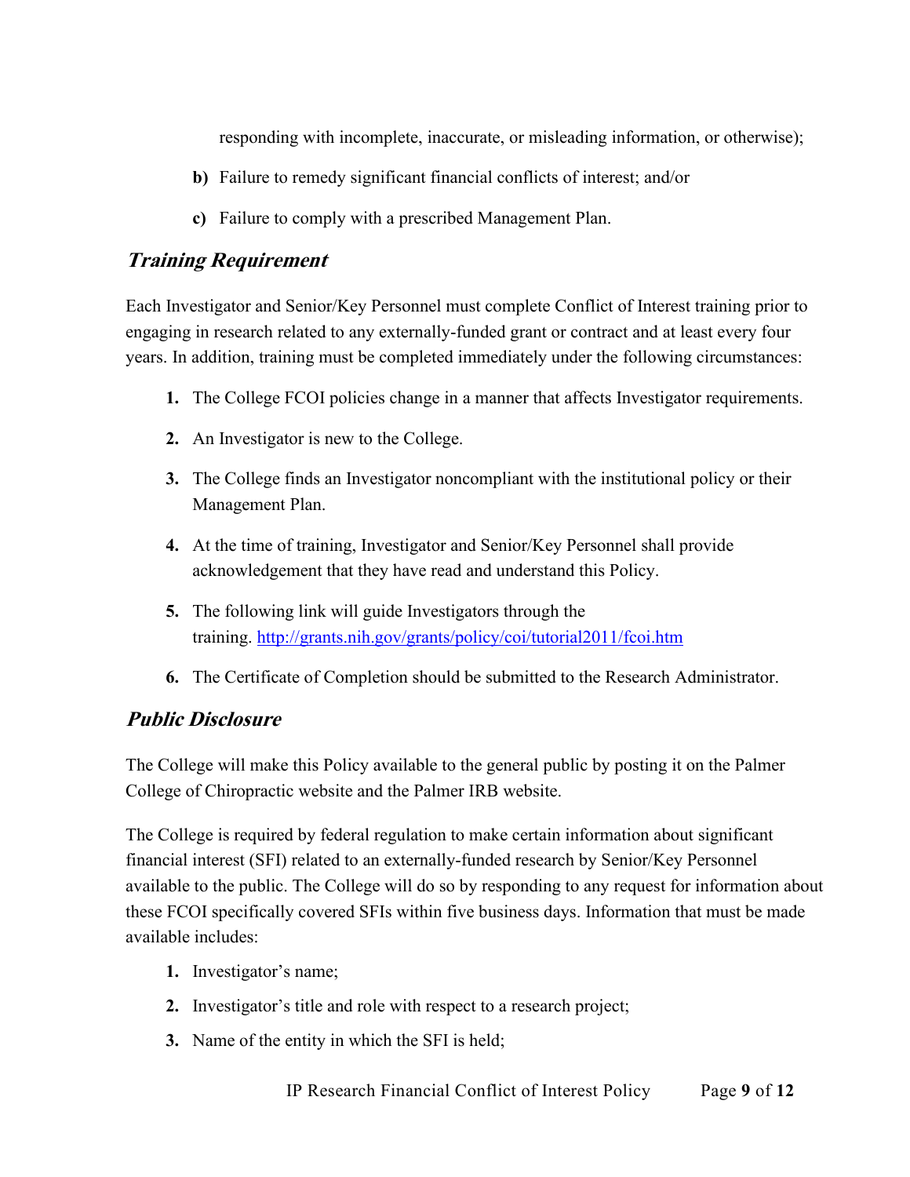responding with incomplete, inaccurate, or misleading information, or otherwise);

b) Failure to remedy significant financial conflicts of interest; and/or

c) Failure to comply with a prescribed Management Plan.

## ***Training Requirement***

Each Investigator and Senior/Key Personnel must complete Conflict of Interest training prior to engaging in research related to any externally-funded grant or contract and at least every four years. In addition, training must be completed immediately under the following circumstances:

1. The College FCOI policies change in a manner that affects Investigator requirements.
2. An Investigator is new to the College.
3. The College finds an Investigator noncompliant with the institutional policy or their Management Plan.
4. At the time of training, Investigator and Senior/Key Personnel shall provide acknowledgement that they have read and understand this Policy.
5. The following link will guide Investigators through the training. http://grants.nih.gov/grants/policy/coi/tutorial2011/fcoi.htm
6. The Certificate of Completion should be submitted to the Research Administrator.

## ***Public Disclosure***

The College will make this Policy available to the general public by posting it on the Palmer College of Chiropractic website and the Palmer IRB website.

The College is required by federal regulation to make certain information about significant financial interest (SFI) related to an externally-funded research by Senior/Key Personnel available to the public. The College will do so by responding to any request for information about these FCOI specifically covered SFIs within five business days. Information that must be made available includes:

1. Investigator's name;
2. Investigator's title and role with respect to a research project;
3. Name of the entity in which the SFI is held;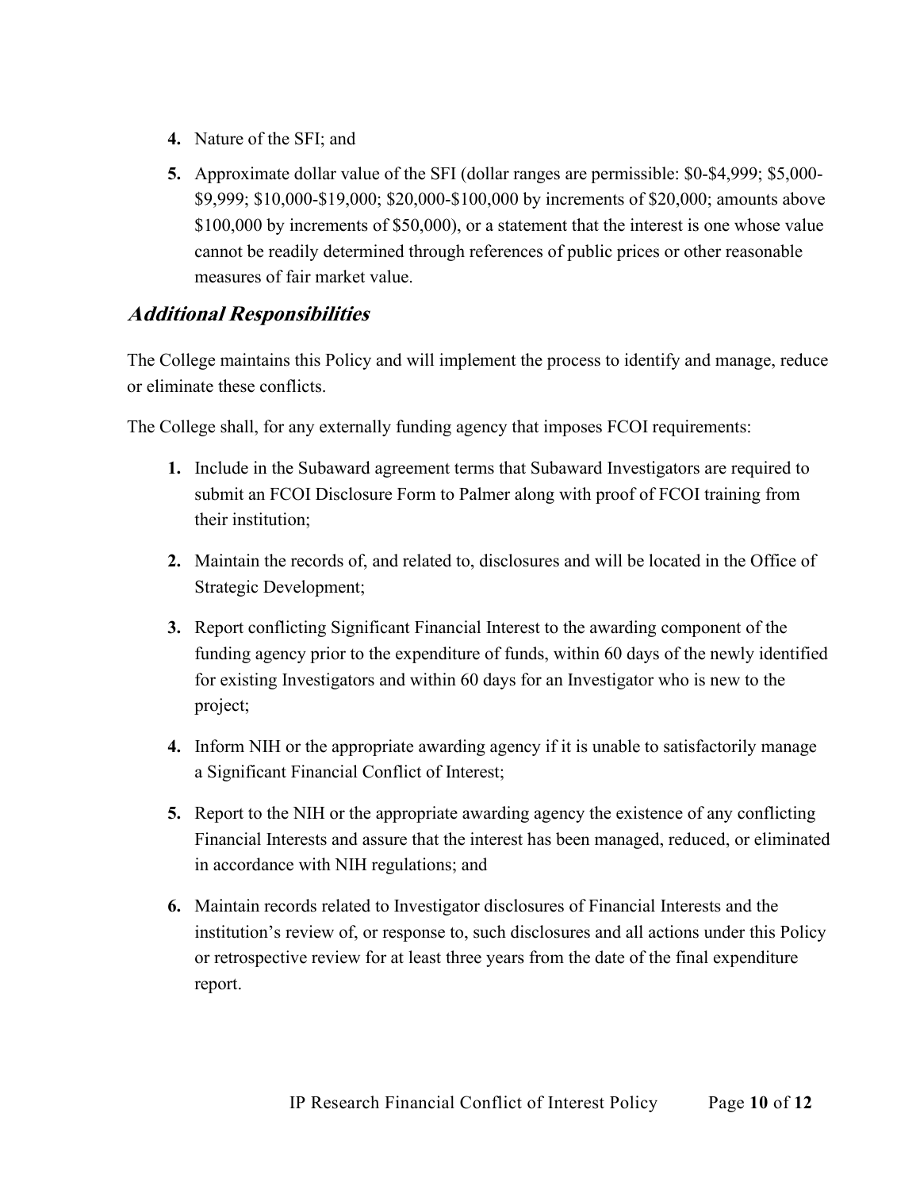4. Nature of the SFI; and
5. Approximate dollar value of the SFI (dollar ranges are permissible: $0-$4,999; $5,000-$9,999; $10,000-$19,000; $20,000-$100,000 by increments of $20,000; amounts above $100,000 by increments of $50,000), or a statement that the interest is one whose value cannot be readily determined through references of public prices or other reasonable measures of fair market value.

### ***Additional Responsibilities***

The College maintains this Policy and will implement the process to identify and manage, reduce or eliminate these conflicts.

The College shall, for any externally funding agency that imposes FCOI requirements:

1. Include in the Subaward agreement terms that Subaward Investigators are required to submit an FCOI Disclosure Form to Palmer along with proof of FCOI training from their institution;
2. Maintain the records of, and related to, disclosures and will be located in the Office of Strategic Development;
3. Report conflicting Significant Financial Interest to the awarding component of the funding agency prior to the expenditure of funds, within 60 days of the newly identified for existing Investigators and within 60 days for an Investigator who is new to the project;
4. Inform NIH or the appropriate awarding agency if it is unable to satisfactorily manage a Significant Financial Conflict of Interest;
5. Report to the NIH or the appropriate awarding agency the existence of any conflicting Financial Interests and assure that the interest has been managed, reduced, or eliminated in accordance with NIH regulations; and
6. Maintain records related to Investigator disclosures of Financial Interests and the institution's review of, or response to, such disclosures and all actions under this Policy or retrospective review for at least three years from the date of the final expenditure report.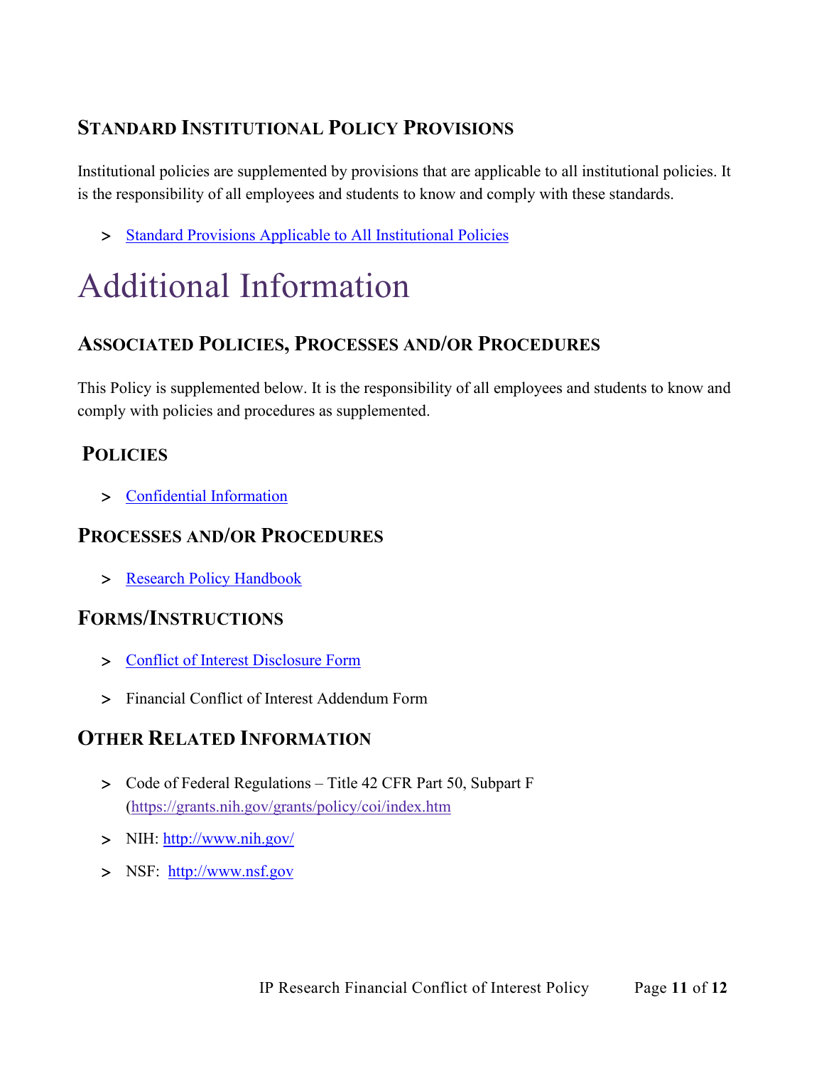### STANDARD INSTITUTIONAL POLICY PROVISIONS

Institutional policies are supplemented by provisions that are applicable to all institutional policies. It is the responsibility of all employees and students to know and comply with these standards.

- Standard Provisions Applicable to All Institutional Policies

# Additional Information

### ASSOCIATED POLICIES, PROCESSES AND/OR PROCEDURES

This Policy is supplemented below. It is the responsibility of all employees and students to know and comply with policies and procedures as supplemented.

### POLICIES

- Confidential Information

### PROCESSES AND/OR PROCEDURES

- Research Policy Handbook

### FORMS/INSTRUCTIONS

- Conflict of Interest Disclosure Form
- Financial Conflict of Interest Addendum Form

### OTHER RELATED INFORMATION

- Code of Federal Regulations – Title 42 CFR Part 50, Subpart F (https://grants.nih.gov/grants/policy/coi/index.htm
- NIH: http://www.nih.gov/
- NSF: http://www.nsf.gov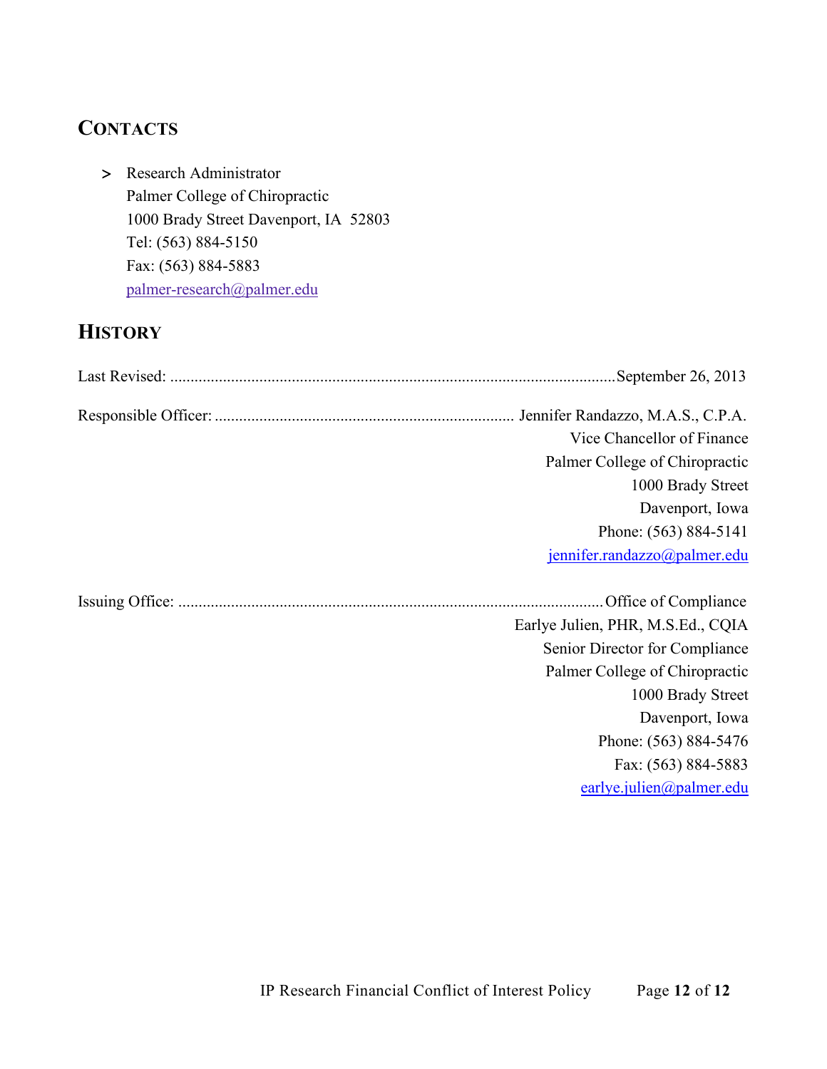## CONTACTS

> Research Administrator
> Palmer College of Chiropractic
> 1000 Brady Street Davenport, IA 52803
> Tel: (563) 884-5150
> Fax: (563) 884-5883
> palmer-research@palmer.edu

## HISTORY

Last Revised: ............................................................................................................September 26, 2013

Responsible Officer: ........................................................................ Jennifer Randazzo, M.A.S., C.P.A.
Vice Chancellor of Finance
Palmer College of Chiropractic
1000 Brady Street
Davenport, Iowa
Phone: (563) 884-5141
jennifer.randazzo@palmer.edu

Issuing Office: .......................................................................................................Office of Compliance
Earlye Julien, PHR, M.S.Ed., CQIA
Senior Director for Compliance
Palmer College of Chiropractic
1000 Brady Street
Davenport, Iowa
Phone: (563) 884-5476
Fax: (563) 884-5883
earlye.julien@palmer.edu